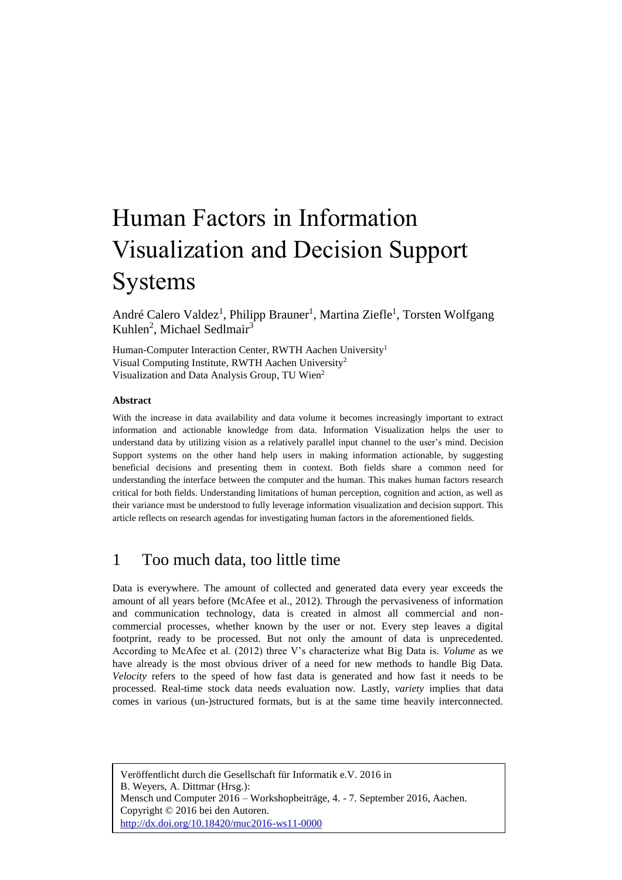// Human Factors in Information Visualization and Decision Support Systems

André Calero Valdez[1], Philipp Brauner[1], Martina Ziefle[1], Torsten Wolfgang Kuhlen[2], Michael Sedlmair[3]

Human-Computer Interaction Center, RWTH Aachen University[1]
Visual Computing Institute, RWTH Aachen University[2]
Visualization and Data Analysis Group, TU Wien[2]

**Abstract**

With the increase in data availability and data volume it becomes increasingly important to extract information and actionable knowledge from data. Information Visualization helps the user to understand data by utilizing vision as a relatively parallel input channel to the user's mind. Decision Support systems on the other hand help users in making information actionable, by suggesting beneficial decisions and presenting them in context. Both fields share a common need for understanding the interface between the computer and the human. This makes human factors research critical for both fields. Understanding limitations of human perception, cognition and action, as well as their variance must be understood to fully leverage information visualization and decision support. This article reflects on research agendas for investigating human factors in the aforementioned fields.

## 1 Too much data, too little time

Data is everywhere. The amount of collected and generated data every year exceeds the amount of all years before (McAfee et al., 2012). Through the pervasiveness of information and communication technology, data is created in almost all commercial and non-commercial processes, whether known by the user or not. Every step leaves a digital footprint, ready to be processed. But not only the amount of data is unprecedented. According to McAfee et al. (2012) three V's characterize what Big Data is. *Volume* as we have already is the most obvious driver of a need for new methods to handle Big Data. *Velocity* refers to the speed of how fast data is generated and how fast it needs to be processed. Real-time stock data needs evaluation now. Lastly, *variety* implies that data comes in various (un-)structured formats, but is at the same time heavily interconnected.

Veröffentlicht durch die Gesellschaft für Informatik e.V. 2016 in
B. Weyers, A. Dittmar (Hrsg.):
Mensch und Computer 2016 – Workshopbeiträge, 4. - 7. September 2016, Aachen.
Copyright © 2016 bei den Autoren.
http://dx.doi.org/10.18420/muc2016-ws11-0000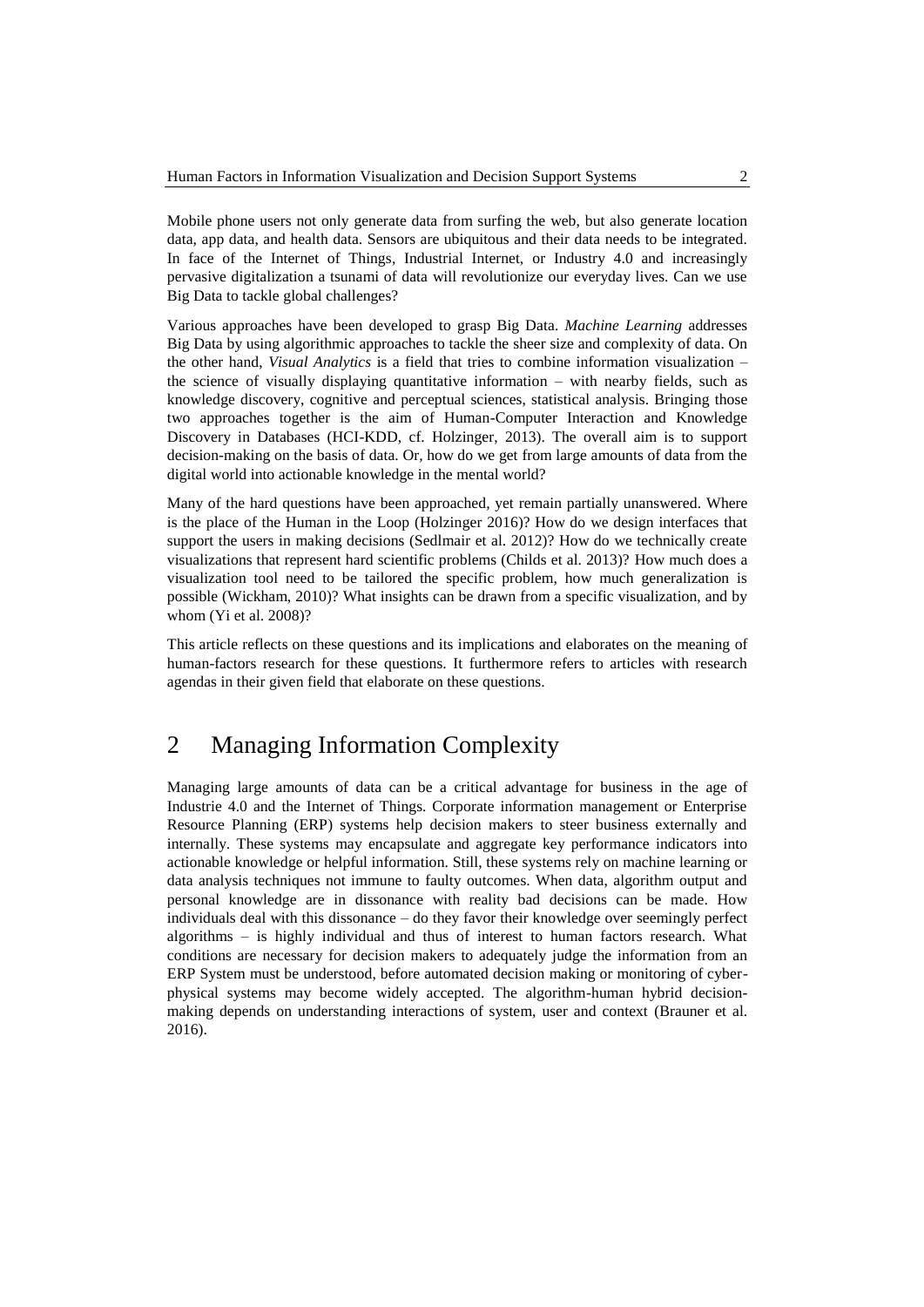Mobile phone users not only generate data from surfing the web, but also generate location data, app data, and health data. Sensors are ubiquitous and their data needs to be integrated. In face of the Internet of Things, Industrial Internet, or Industry 4.0 and increasingly pervasive digitalization a tsunami of data will revolutionize our everyday lives. Can we use Big Data to tackle global challenges?

Various approaches have been developed to grasp Big Data. *Machine Learning* addresses Big Data by using algorithmic approaches to tackle the sheer size and complexity of data. On the other hand, *Visual Analytics* is a field that tries to combine information visualization – the science of visually displaying quantitative information – with nearby fields, such as knowledge discovery, cognitive and perceptual sciences, statistical analysis. Bringing those two approaches together is the aim of Human-Computer Interaction and Knowledge Discovery in Databases (HCI-KDD, cf. Holzinger, 2013). The overall aim is to support decision-making on the basis of data. Or, how do we get from large amounts of data from the digital world into actionable knowledge in the mental world?

Many of the hard questions have been approached, yet remain partially unanswered. Where is the place of the Human in the Loop (Holzinger 2016)? How do we design interfaces that support the users in making decisions (Sedlmair et al. 2012)? How do we technically create visualizations that represent hard scientific problems (Childs et al. 2013)? How much does a visualization tool need to be tailored the specific problem, how much generalization is possible (Wickham, 2010)? What insights can be drawn from a specific visualization, and by whom (Yi et al. 2008)?

This article reflects on these questions and its implications and elaborates on the meaning of human-factors research for these questions. It furthermore refers to articles with research agendas in their given field that elaborate on these questions.

# 2 Managing Information Complexity

Managing large amounts of data can be a critical advantage for business in the age of Industrie 4.0 and the Internet of Things. Corporate information management or Enterprise Resource Planning (ERP) systems help decision makers to steer business externally and internally. These systems may encapsulate and aggregate key performance indicators into actionable knowledge or helpful information. Still, these systems rely on machine learning or data analysis techniques not immune to faulty outcomes. When data, algorithm output and personal knowledge are in dissonance with reality bad decisions can be made. How individuals deal with this dissonance – do they favor their knowledge over seemingly perfect algorithms – is highly individual and thus of interest to human factors research. What conditions are necessary for decision makers to adequately judge the information from an ERP System must be understood, before automated decision making or monitoring of cyber-physical systems may become widely accepted. The algorithm-human hybrid decision-making depends on understanding interactions of system, user and context (Brauner et al. 2016).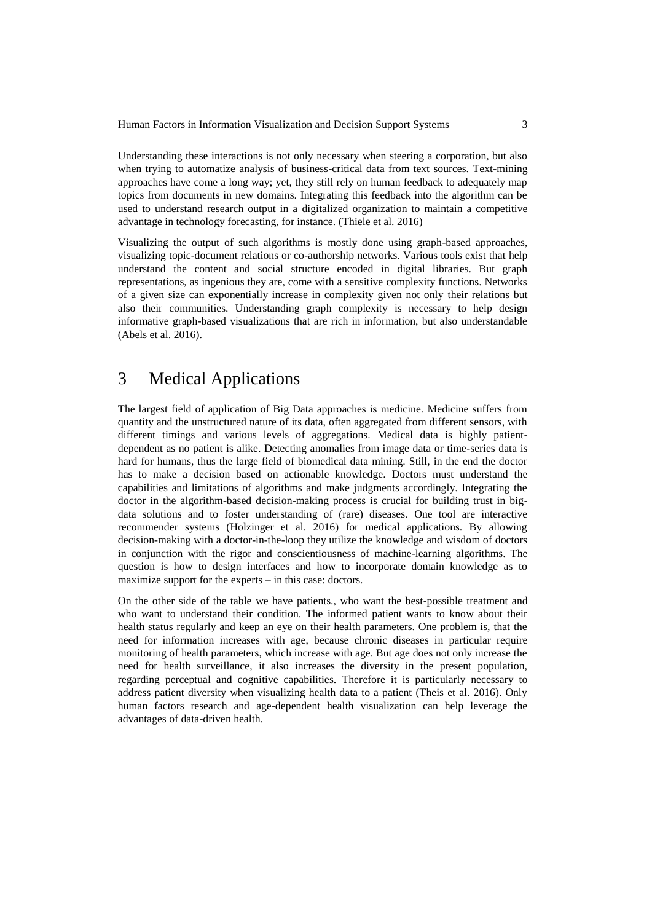Understanding these interactions is not only necessary when steering a corporation, but also when trying to automatize analysis of business-critical data from text sources. Text-mining approaches have come a long way; yet, they still rely on human feedback to adequately map topics from documents in new domains. Integrating this feedback into the algorithm can be used to understand research output in a digitalized organization to maintain a competitive advantage in technology forecasting, for instance. (Thiele et al. 2016)

Visualizing the output of such algorithms is mostly done using graph-based approaches, visualizing topic-document relations or co-authorship networks. Various tools exist that help understand the content and social structure encoded in digital libraries. But graph representations, as ingenious they are, come with a sensitive complexity functions. Networks of a given size can exponentially increase in complexity given not only their relations but also their communities. Understanding graph complexity is necessary to help design informative graph-based visualizations that are rich in information, but also understandable (Abels et al. 2016).

# 3 Medical Applications

The largest field of application of Big Data approaches is medicine. Medicine suffers from quantity and the unstructured nature of its data, often aggregated from different sensors, with different timings and various levels of aggregations. Medical data is highly patient-dependent as no patient is alike. Detecting anomalies from image data or time-series data is hard for humans, thus the large field of biomedical data mining. Still, in the end the doctor has to make a decision based on actionable knowledge. Doctors must understand the capabilities and limitations of algorithms and make judgments accordingly. Integrating the doctor in the algorithm-based decision-making process is crucial for building trust in big-data solutions and to foster understanding of (rare) diseases. One tool are interactive recommender systems (Holzinger et al. 2016) for medical applications. By allowing decision-making with a doctor-in-the-loop they utilize the knowledge and wisdom of doctors in conjunction with the rigor and conscientiousness of machine-learning algorithms. The question is how to design interfaces and how to incorporate domain knowledge as to maximize support for the experts – in this case: doctors.

On the other side of the table we have patients., who want the best-possible treatment and who want to understand their condition. The informed patient wants to know about their health status regularly and keep an eye on their health parameters. One problem is, that the need for information increases with age, because chronic diseases in particular require monitoring of health parameters, which increase with age. But age does not only increase the need for health surveillance, it also increases the diversity in the present population, regarding perceptual and cognitive capabilities. Therefore it is particularly necessary to address patient diversity when visualizing health data to a patient (Theis et al. 2016). Only human factors research and age-dependent health visualization can help leverage the advantages of data-driven health.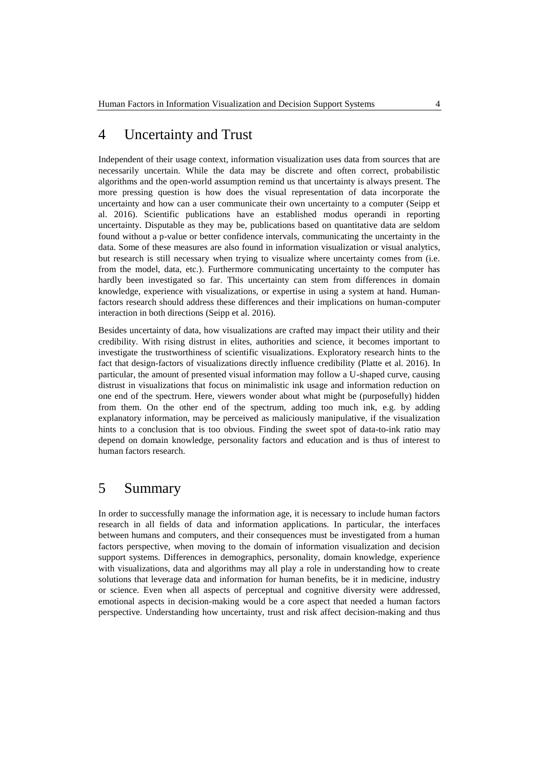# 4 Uncertainty and Trust

Independent of their usage context, information visualization uses data from sources that are necessarily uncertain. While the data may be discrete and often correct, probabilistic algorithms and the open-world assumption remind us that uncertainty is always present. The more pressing question is how does the visual representation of data incorporate the uncertainty and how can a user communicate their own uncertainty to a computer (Seipp et al. 2016). Scientific publications have an established modus operandi in reporting uncertainty. Disputable as they may be, publications based on quantitative data are seldom found without a p-value or better confidence intervals, communicating the uncertainty in the data. Some of these measures are also found in information visualization or visual analytics, but research is still necessary when trying to visualize where uncertainty comes from (i.e. from the model, data, etc.). Furthermore communicating uncertainty to the computer has hardly been investigated so far. This uncertainty can stem from differences in domain knowledge, experience with visualizations, or expertise in using a system at hand. Human-factors research should address these differences and their implications on human-computer interaction in both directions (Seipp et al. 2016).

Besides uncertainty of data, how visualizations are crafted may impact their utility and their credibility. With rising distrust in elites, authorities and science, it becomes important to investigate the trustworthiness of scientific visualizations. Exploratory research hints to the fact that design-factors of visualizations directly influence credibility (Platte et al. 2016). In particular, the amount of presented visual information may follow a U-shaped curve, causing distrust in visualizations that focus on minimalistic ink usage and information reduction on one end of the spectrum. Here, viewers wonder about what might be (purposefully) hidden from them. On the other end of the spectrum, adding too much ink, e.g. by adding explanatory information, may be perceived as maliciously manipulative, if the visualization hints to a conclusion that is too obvious. Finding the sweet spot of data-to-ink ratio may depend on domain knowledge, personality factors and education and is thus of interest to human factors research.

# 5 Summary

In order to successfully manage the information age, it is necessary to include human factors research in all fields of data and information applications. In particular, the interfaces between humans and computers, and their consequences must be investigated from a human factors perspective, when moving to the domain of information visualization and decision support systems. Differences in demographics, personality, domain knowledge, experience with visualizations, data and algorithms may all play a role in understanding how to create solutions that leverage data and information for human benefits, be it in medicine, industry or science. Even when all aspects of perceptual and cognitive diversity were addressed, emotional aspects in decision-making would be a core aspect that needed a human factors perspective. Understanding how uncertainty, trust and risk affect decision-making and thus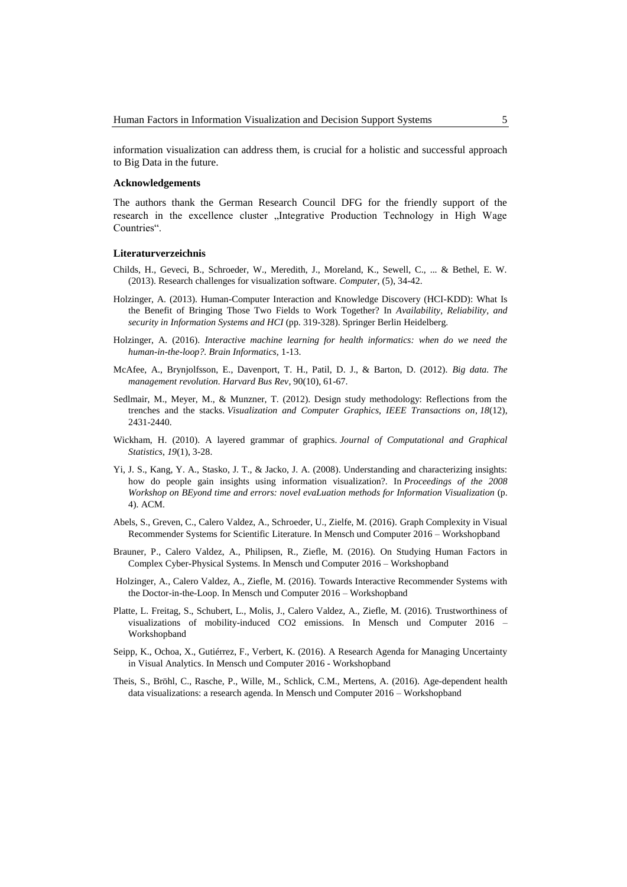information visualization can address them, is crucial for a holistic and successful approach to Big Data in the future.

**Acknowledgements**

The authors thank the German Research Council DFG for the friendly support of the research in the excellence cluster „Integrative Production Technology in High Wage Countries".

**Literaturverzeichnis**

Childs, H., Geveci, B., Schroeder, W., Meredith, J., Moreland, K., Sewell, C., ... & Bethel, E. W. (2013). Research challenges for visualization software. *Computer*, (5), 34-42.

Holzinger, A. (2013). Human-Computer Interaction and Knowledge Discovery (HCI-KDD): What Is the Benefit of Bringing Those Two Fields to Work Together? In *Availability, Reliability, and security in Information Systems and HCI* (pp. 319-328). Springer Berlin Heidelberg.

Holzinger, A. (2016). *Interactive machine learning for health informatics: when do we need the human-in-the-loop?. Brain Informatics*, 1-13.

McAfee, A., Brynjolfsson, E., Davenport, T. H., Patil, D. J., & Barton, D. (2012). *Big data. The management revolution. Harvard Bus Rev*, 90(10), 61-67.

Sedlmair, M., Meyer, M., & Munzner, T. (2012). Design study methodology: Reflections from the trenches and the stacks. *Visualization and Computer Graphics, IEEE Transactions on*, *18*(12), 2431-2440.

Wickham, H. (2010). A layered grammar of graphics. *Journal of Computational and Graphical Statistics*, *19*(1), 3-28.

Yi, J. S., Kang, Y. A., Stasko, J. T., & Jacko, J. A. (2008). Understanding and characterizing insights: how do people gain insights using information visualization?. In *Proceedings of the 2008 Workshop on BEyond time and errors: novel evaLuation methods for Information Visualization* (p. 4). ACM.

Abels, S., Greven, C., Calero Valdez, A., Schroeder, U., Zielfe, M. (2016). Graph Complexity in Visual Recommender Systems for Scientific Literature. In Mensch und Computer 2016 – Workshopband

Brauner, P., Calero Valdez, A., Philipsen, R., Ziefle, M. (2016). On Studying Human Factors in Complex Cyber-Physical Systems. In Mensch und Computer 2016 – Workshopband

Holzinger, A., Calero Valdez, A., Ziefle, M. (2016). Towards Interactive Recommender Systems with the Doctor-in-the-Loop. In Mensch und Computer 2016 – Workshopband

Platte, L. Freitag, S., Schubert, L., Molis, J., Calero Valdez, A., Ziefle, M. (2016). Trustworthiness of visualizations of mobility-induced CO2 emissions. In Mensch und Computer 2016 – Workshopband

Seipp, K., Ochoa, X., Gutiérrez, F., Verbert, K. (2016). A Research Agenda for Managing Uncertainty in Visual Analytics. In Mensch und Computer 2016 - Workshopband

Theis, S., Bröhl, C., Rasche, P., Wille, M., Schlick, C.M., Mertens, A. (2016). Age-dependent health data visualizations: a research agenda. In Mensch und Computer 2016 – Workshopband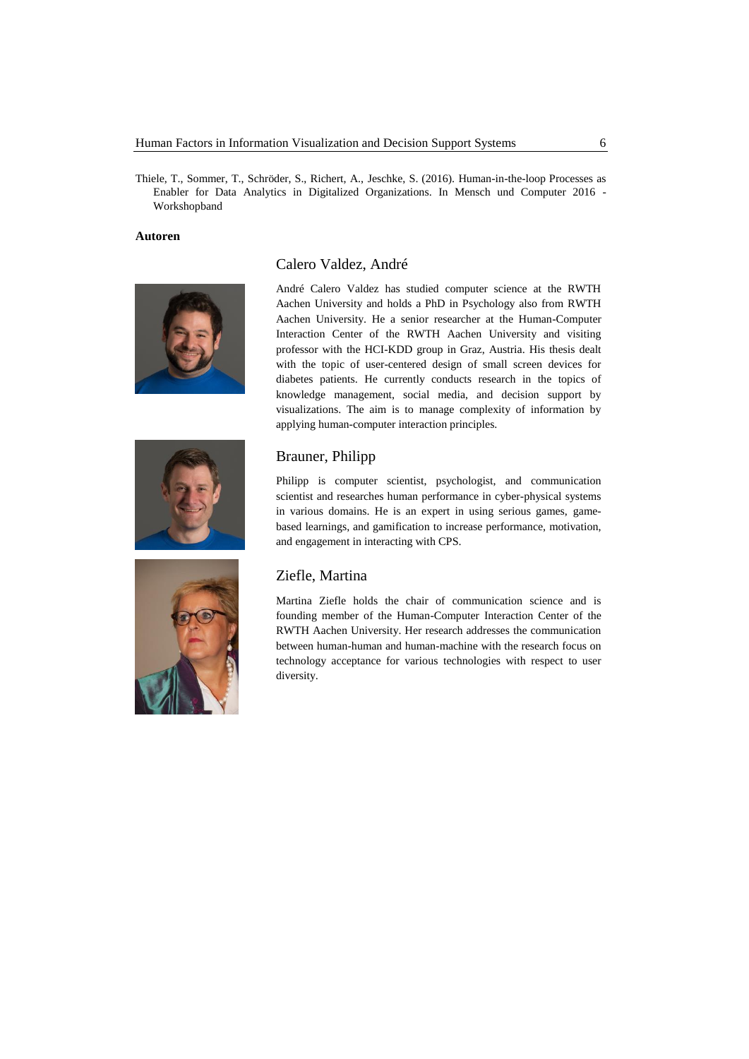Thiele, T., Sommer, T., Schröder, S., Richert, A., Jeschke, S. (2016). Human-in-the-loop Processes as Enabler for Data Analytics in Digitalized Organizations. In Mensch und Computer 2016 - Workshopband

**Autoren**

## Calero Valdez, André

André Calero Valdez has studied computer science at the RWTH Aachen University and holds a PhD in Psychology also from RWTH Aachen University. He a senior researcher at the Human-Computer Interaction Center of the RWTH Aachen University and visiting professor with the HCI-KDD group in Graz, Austria. His thesis dealt with the topic of user-centered design of small screen devices for diabetes patients. He currently conducts research in the topics of knowledge management, social media, and decision support by visualizations. The aim is to manage complexity of information by applying human-computer interaction principles.

## Brauner, Philipp

Philipp is computer scientist, psychologist, and communication scientist and researches human performance in cyber-physical systems in various domains. He is an expert in using serious games, game-based learnings, and gamification to increase performance, motivation, and engagement in interacting with CPS.

## Ziefle, Martina

Martina Ziefle holds the chair of communication science and is founding member of the Human-Computer Interaction Center of the RWTH Aachen University. Her research addresses the communication between human-human and human-machine with the research focus on technology acceptance for various technologies with respect to user diversity.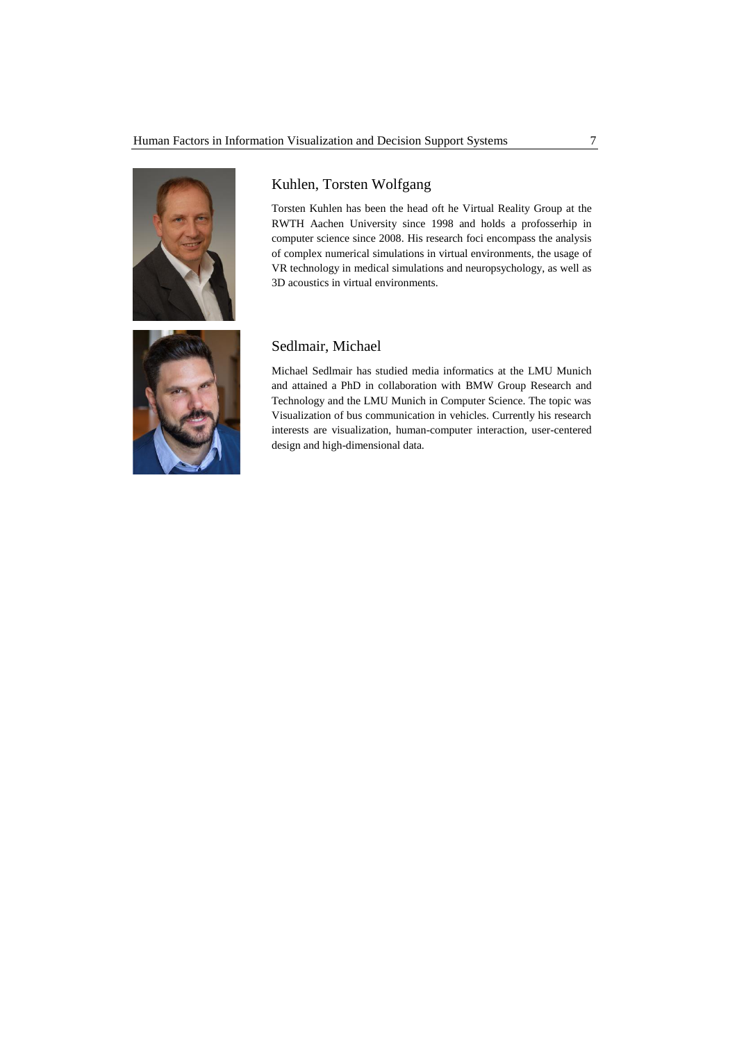## Kuhlen, Torsten Wolfgang

Torsten Kuhlen has been the head oft he Virtual Reality Group at the RWTH Aachen University since 1998 and holds a profosserhip in computer science since 2008. His research foci encompass the analysis of complex numerical simulations in virtual environments, the usage of VR technology in medical simulations and neuropsychology, as well as 3D acoustics in virtual environments.

## Sedlmair, Michael

Michael Sedlmair has studied media informatics at the LMU Munich and attained a PhD in collaboration with BMW Group Research and Technology and the LMU Munich in Computer Science. The topic was Visualization of bus communication in vehicles. Currently his research interests are visualization, human-computer interaction, user-centered design and high-dimensional data.